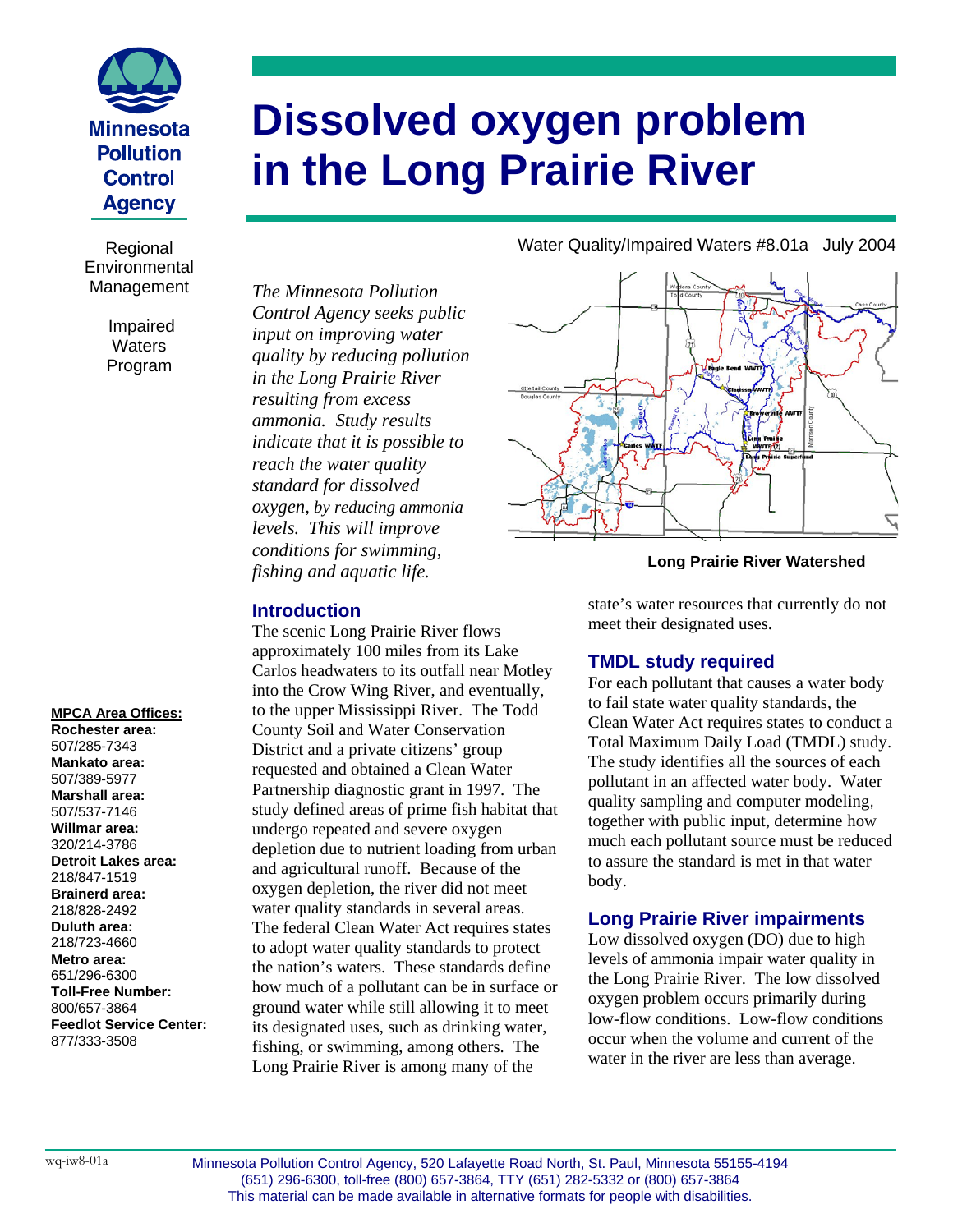# Dissolved oxygen problem in the Long Prairie River

Minnesota Pollution Control Agency

Regional Environmental Management

Impaired Waters Program

Water Quality/Impaired Waters #8.01a July 2004

*The Minnesota Pollution Control Agency seeks public input on improving water quality by reducing pollution in the Long Prairie River resulting from excess ammonia. Study results indicate that it is possible to reach the water quality standard for dissolved oxygen, by reducing ammonia levels. This will improve conditions for swimming, fishing and aquatic life.*

**Long Prairie River Watershed**

## Introduction

The scenic Long Prairie River flows approximately 100 miles from its Lake Carlos headwaters to its outfall near Motley into the Crow Wing River, and eventually, to the upper Mississippi River. The Todd County Soil and Water Conservation District and a private citizens' group requested and obtained a Clean Water Partnership diagnostic grant in 1997. The study defined areas of prime fish habitat that undergo repeated and severe oxygen depletion due to nutrient loading from urban and agricultural runoff. Because of the oxygen depletion, the river did not meet water quality standards in several areas. The federal Clean Water Act requires states to adopt water quality standards to protect the nation's waters. These standards define how much of a pollutant can be in surface or ground water while still allowing it to meet its designated uses, such as drinking water, fishing, or swimming, among others. The Long Prairie River is among many of the state's water resources that currently do not meet their designated uses.

## TMDL study required

For each pollutant that causes a water body to fail state water quality standards, the Clean Water Act requires states to conduct a Total Maximum Daily Load (TMDL) study. The study identifies all the sources of each pollutant in an affected water body. Water quality sampling and computer modeling, together with public input, determine how much each pollutant source must be reduced to assure the standard is met in that water body.

## Long Prairie River impairments

Low dissolved oxygen (DO) due to high levels of ammonia impair water quality in the Long Prairie River. The low dissolved oxygen problem occurs primarily during low-flow conditions. Low-flow conditions occur when the volume and current of the water in the river are less than average.

**MPCA Area Offices:**
**Rochester area:** 507/285-7343
**Mankato area:** 507/389-5977
**Marshall area:** 507/537-7146
**Willmar area:** 320/214-3786
**Detroit Lakes area:** 218/847-1519
**Brainerd area:** 218/828-2492
**Duluth area:** 218/723-4660
**Metro area:** 651/296-6300
**Toll-Free Number:** 800/657-3864
**Feedlot Service Center:** 877/333-3508

wq-iw8-01a

Minnesota Pollution Control Agency, 520 Lafayette Road North, St. Paul, Minnesota 55155-4194
(651) 296-6300, toll-free (800) 657-3864, TTY (651) 282-5332 or (800) 657-3864
This material can be made available in alternative formats for people with disabilities.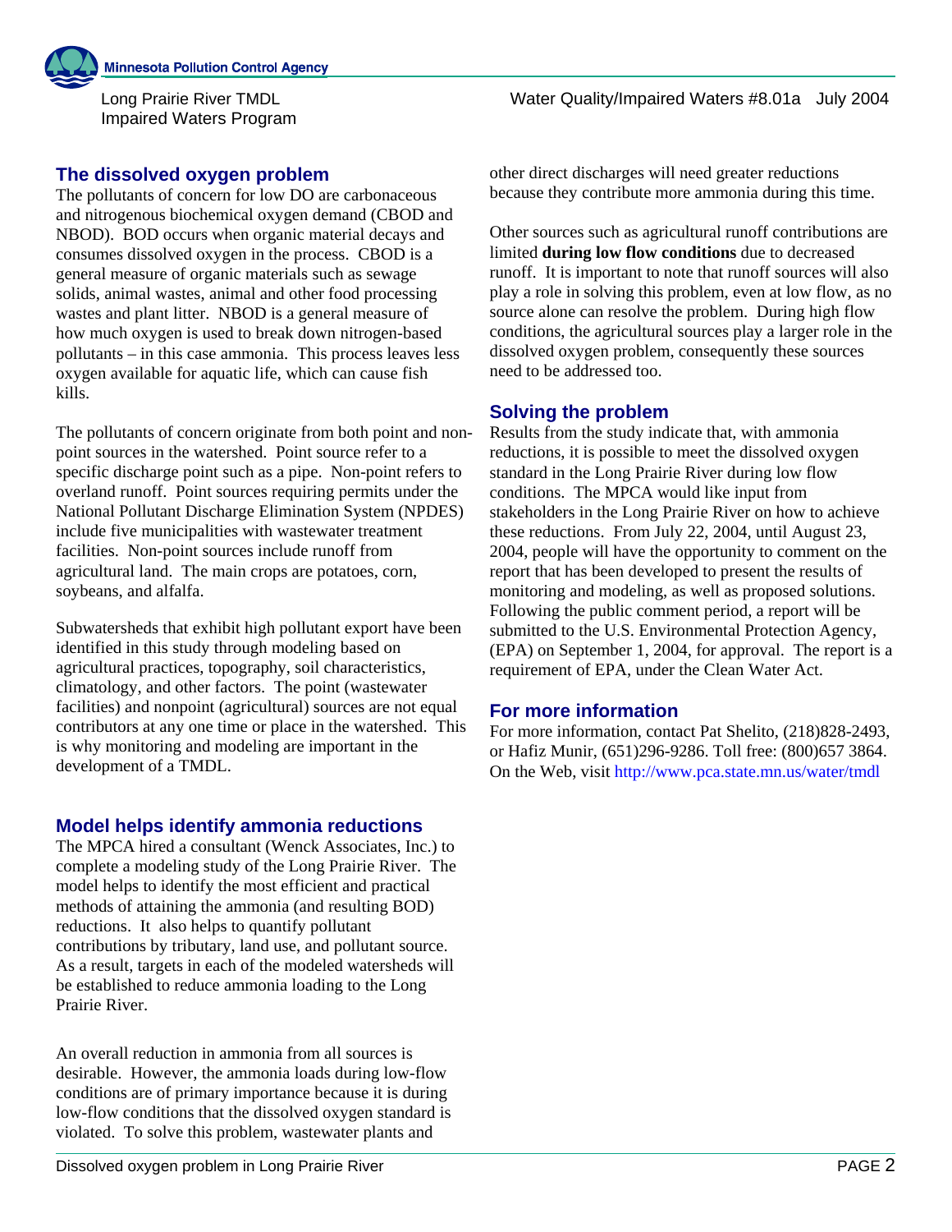## The dissolved oxygen problem

The pollutants of concern for low DO are carbonaceous and nitrogenous biochemical oxygen demand (CBOD and NBOD). BOD occurs when organic material decays and consumes dissolved oxygen in the process. CBOD is a general measure of organic materials such as sewage solids, animal wastes, animal and other food processing wastes and plant litter. NBOD is a general measure of how much oxygen is used to break down nitrogen-based pollutants – in this case ammonia. This process leaves less oxygen available for aquatic life, which can cause fish kills.

The pollutants of concern originate from both point and non-point sources in the watershed. Point source refer to a specific discharge point such as a pipe. Non-point refers to overland runoff. Point sources requiring permits under the National Pollutant Discharge Elimination System (NPDES) include five municipalities with wastewater treatment facilities. Non-point sources include runoff from agricultural land. The main crops are potatoes, corn, soybeans, and alfalfa.

Subwatersheds that exhibit high pollutant export have been identified in this study through modeling based on agricultural practices, topography, soil characteristics, climatology, and other factors. The point (wastewater facilities) and nonpoint (agricultural) sources are not equal contributors at any one time or place in the watershed. This is why monitoring and modeling are important in the development of a TMDL.

## Model helps identify ammonia reductions

The MPCA hired a consultant (Wenck Associates, Inc.) to complete a modeling study of the Long Prairie River. The model helps to identify the most efficient and practical methods of attaining the ammonia (and resulting BOD) reductions. It also helps to quantify pollutant contributions by tributary, land use, and pollutant source. As a result, targets in each of the modeled watersheds will be established to reduce ammonia loading to the Long Prairie River.

An overall reduction in ammonia from all sources is desirable. However, the ammonia loads during low-flow conditions are of primary importance because it is during low-flow conditions that the dissolved oxygen standard is violated. To solve this problem, wastewater plants and other direct discharges will need greater reductions because they contribute more ammonia during this time.

Other sources such as agricultural runoff contributions are limited **during low flow conditions** due to decreased runoff. It is important to note that runoff sources will also play a role in solving this problem, even at low flow, as no source alone can resolve the problem. During high flow conditions, the agricultural sources play a larger role in the dissolved oxygen problem, consequently these sources need to be addressed too.

## Solving the problem

Results from the study indicate that, with ammonia reductions, it is possible to meet the dissolved oxygen standard in the Long Prairie River during low flow conditions. The MPCA would like input from stakeholders in the Long Prairie River on how to achieve these reductions. From July 22, 2004, until August 23, 2004, people will have the opportunity to comment on the report that has been developed to present the results of monitoring and modeling, as well as proposed solutions. Following the public comment period, a report will be submitted to the U.S. Environmental Protection Agency, (EPA) on September 1, 2004, for approval. The report is a requirement of EPA, under the Clean Water Act.

## For more information

For more information, contact Pat Shelito, (218)828-2493, or Hafiz Munir, (651)296-9286. Toll free: (800)657 3864. On the Web, visit http://www.pca.state.mn.us/water/tmdl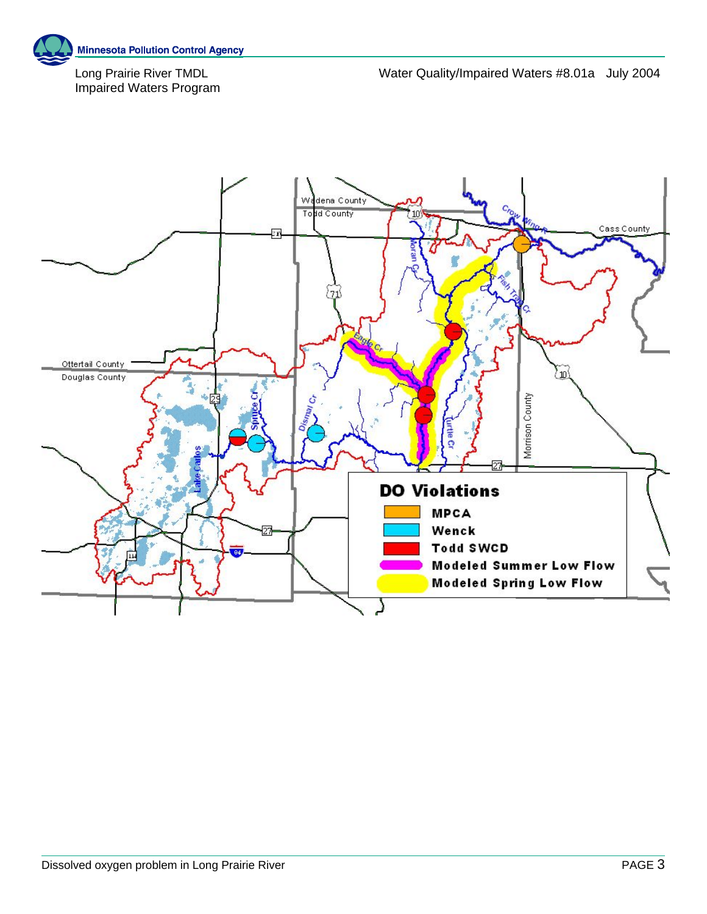DO Violations

MPCA

Wenck

Todd SWCD

Modeled Summer Low Flow

Modeled Spring Low Flow

Wadena County

Todd County

Cass County

Ottertail County

Douglas County

Morrison County

Crow Wing R

Moran Cr

Fish Trap Cr

Eagle Cr

Turtle Cr

Dismal Cr

Spruce Cr

Lake Carlos

10

71

29

27

94